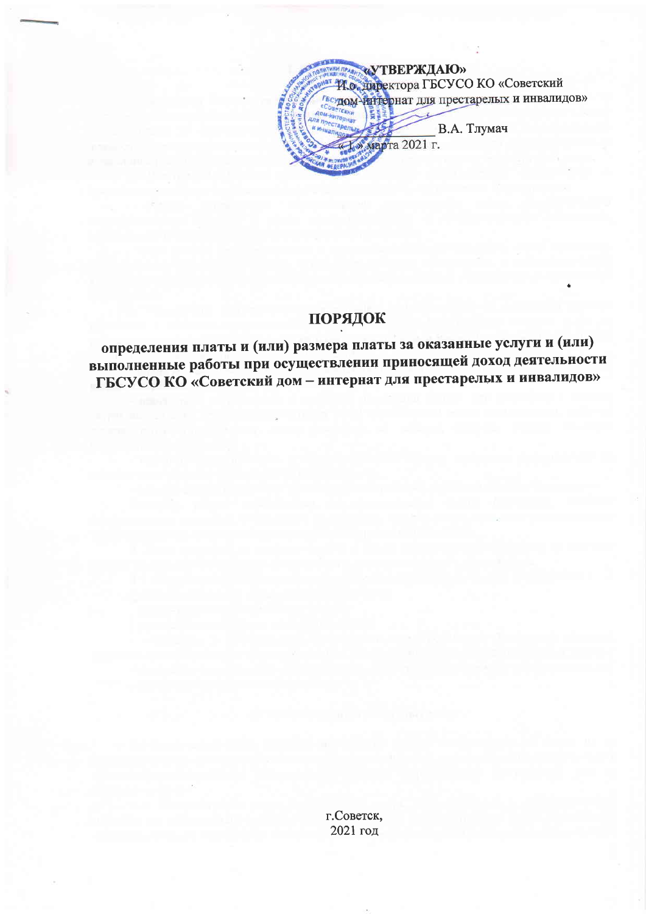«УТВЕРЖДАЮ»
И.о. директора ГБСУСО КО «Советский дом-интернат для престарелых и инвалидов»

_______________ В.А. Тлумач

«1» марта 2021 г.

# ПОРЯДОК

## определения платы и (или) размера платы за оказанные услуги и (или) выполненные работы при осуществлении приносящей доход деятельности ГБСУСО КО «Советский дом – интернат для престарелых и инвалидов»

г.Советск,
2021 год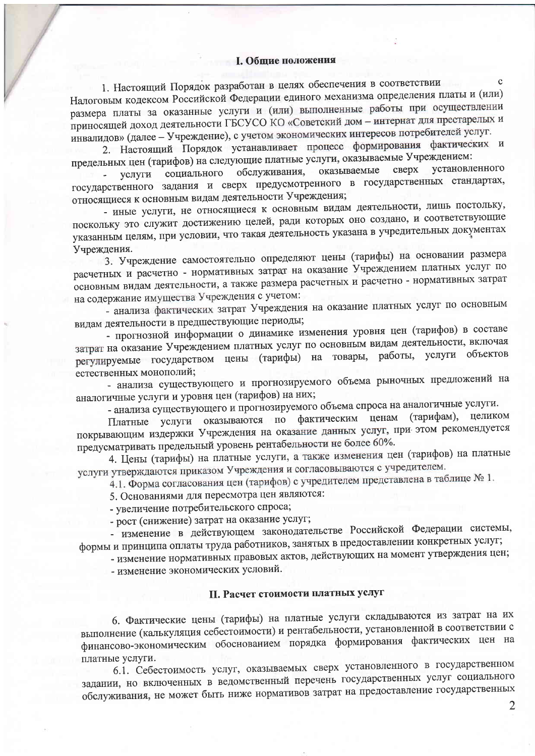## I. Общие положения

1. Настоящий Порядок разработан в целях обеспечения в соответствии с Налоговым кодексом Российской Федерации единого механизма определения платы и (или) размера платы за оказанные услуги и (или) выполненные работы при осуществлении приносящей доход деятельности ГБСУСО КО «Советский дом – интернат для престарелых и инвалидов» (далее – Учреждение), с учетом экономических интересов потребителей услуг.

2. Настоящий Порядок устанавливает процесс формирования фактических и предельных цен (тарифов) на следующие платные услуги, оказываемые Учреждением:

- услуги социального обслуживания, оказываемые сверх установленного государственного задания и сверх предусмотренного в государственных стандартах, относящиеся к основным видам деятельности Учреждения;
- иные услуги, не относящиеся к основным видам деятельности, лишь постольку, поскольку это служит достижению целей, ради которых оно создано, и соответствующие указанным целям, при условии, что такая деятельность указана в учредительных документах Учреждения.

3. Учреждение самостоятельно определяют цены (тарифы) на основании размера расчетных и расчетно - нормативных затрат на оказание Учреждением платных услуг по основным видам деятельности, а также размера расчетных и расчетно - нормативных затрат на содержание имущества Учреждения с учетом:

- анализа фактических затрат Учреждения на оказание платных услуг по основным видам деятельности в предшествующие периоды;
- прогнозной информации о динамике изменения уровня цен (тарифов) в составе затрат на оказание Учреждением платных услуг по основным видам деятельности, включая регулируемые государством цены (тарифы) на товары, работы, услуги объектов естественных монополий;
- анализа существующего и прогнозируемого объема рыночных предложений на аналогичные услуги и уровня цен (тарифов) на них;
- анализа существующего и прогнозируемого объема спроса на аналогичные услуги.

Платные услуги оказываются по фактическим ценам (тарифам), целиком покрывающим издержки Учреждения на оказание данных услуг, при этом рекомендуется предусматривать предельный уровень рентабельности не более 60%.

4. Цены (тарифы) на платные услуги, а также изменения цен (тарифов) на платные услуги утверждаются приказом Учреждения и согласовываются с учредителем.

4.1. Форма согласования цен (тарифов) с учредителем представлена в таблице № 1.

5. Основаниями для пересмотра цен являются:

- увеличение потребительского спроса;
- рост (снижение) затрат на оказание услуг;
- изменение в действующем законодательстве Российской Федерации системы, формы и принципа оплаты труда работников, занятых в предоставлении конкретных услуг;
- изменение нормативных правовых актов, действующих на момент утверждения цен;
- изменение экономических условий.

## II. Расчет стоимости платных услуг

6. Фактические цены (тарифы) на платные услуги складываются из затрат на их выполнение (калькуляция себестоимости) и рентабельности, установленной в соответствии с финансово-экономическим обоснованием порядка формирования фактических цен на платные услуги.

6.1. Себестоимость услуг, оказываемых сверх установленного в государственном задании, но включенных в ведомственный перечень государственных услуг социального обслуживания, не может быть ниже нормативов затрат на предоставление государственных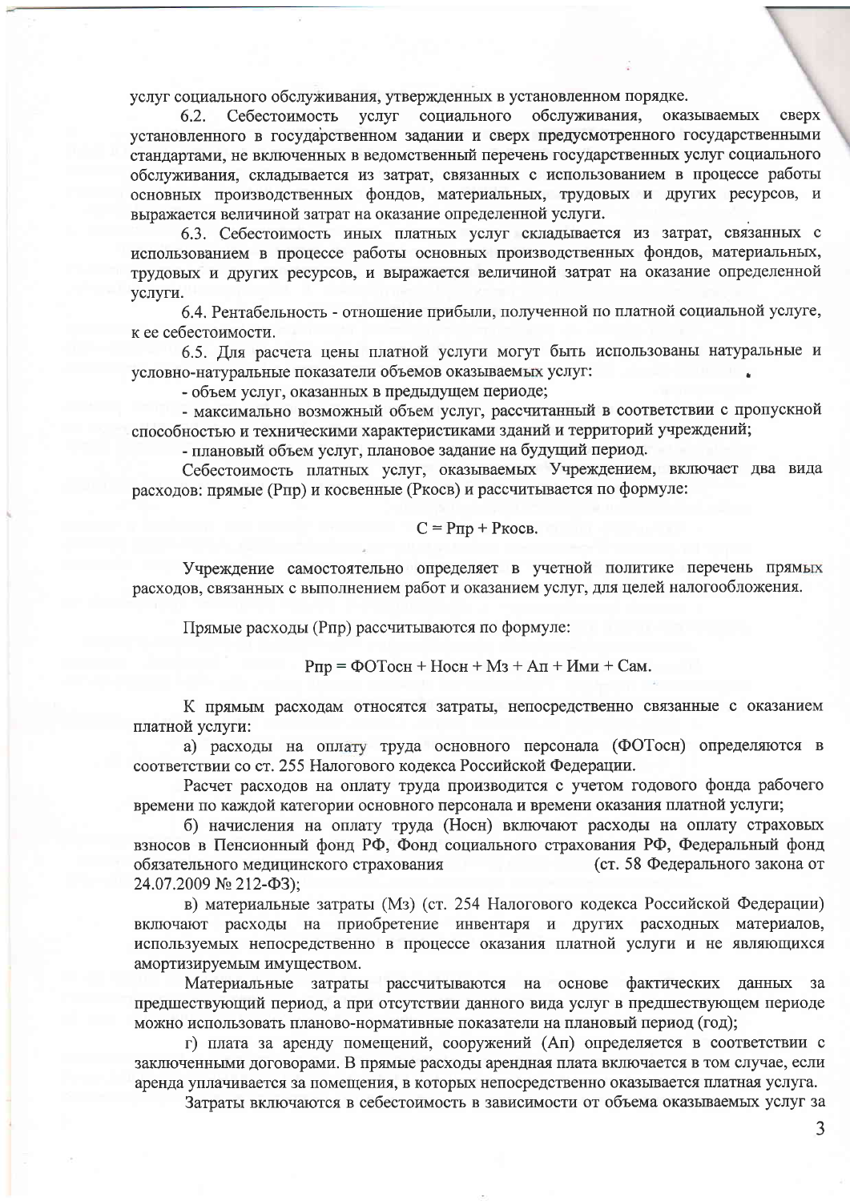услуг социального обслуживания, утвержденных в установленном порядке.

6.2. Себестоимость услуг социального обслуживания, оказываемых сверх установленного в государственном задании и сверх предусмотренного государственными стандартами, не включенных в ведомственный перечень государственных услуг социального обслуживания, складывается из затрат, связанных с использованием в процессе работы основных производственных фондов, материальных, трудовых и других ресурсов, и выражается величиной затрат на оказание определенной услуги.

6.3. Себестоимость иных платных услуг складывается из затрат, связанных с использованием в процессе работы основных производственных фондов, материальных, трудовых и других ресурсов, и выражается величиной затрат на оказание определенной услуги.

6.4. Рентабельность - отношение прибыли, полученной по платной социальной услуге, к ее себестоимости.

6.5. Для расчета цены платной услуги могут быть использованы натуральные и условно-натуральные показатели объемов оказываемых услуг:

- объем услуг, оказанных в предыдущем периоде;
- максимально возможный объем услуг, рассчитанный в соответствии с пропускной способностью и техническими характеристиками зданий и территорий учреждений;
- плановый объем услуг, плановое задание на будущий период.

Себестоимость платных услуг, оказываемых Учреждением, включает два вида расходов: прямые (Рпр) и косвенные (Ркосв) и рассчитывается по формуле:

$$С = Рпр + Ркосв.$$

Учреждение самостоятельно определяет в учетной политике перечень прямых расходов, связанных с выполнением работ и оказанием услуг, для целей налогообложения.

Прямые расходы (Рпр) рассчитываются по формуле:

$$Рпр = ФОТосн + Носн + Мз + Ап + Ими + Сам.$$

К прямым расходам относятся затраты, непосредственно связанные с оказанием платной услуги:

а) расходы на оплату труда основного персонала (ФОТосн) определяются в соответствии со ст. 255 Налогового кодекса Российской Федерации.

Расчет расходов на оплату труда производится с учетом годового фонда рабочего времени по каждой категории основного персонала и времени оказания платной услуги;

б) начисления на оплату труда (Носн) включают расходы на оплату страховых взносов в Пенсионный фонд РФ, Фонд социального страхования РФ, Федеральный фонд обязательного медицинского страхования (ст. 58 Федерального закона от 24.07.2009 № 212-ФЗ);

в) материальные затраты (Мз) (ст. 254 Налогового кодекса Российской Федерации) включают расходы на приобретение инвентаря и других расходных материалов, используемых непосредственно в процессе оказания платной услуги и не являющихся амортизируемым имуществом.

Материальные затраты рассчитываются на основе фактических данных за предшествующий период, а при отсутствии данного вида услуг в предшествующем периоде можно использовать планово-нормативные показатели на плановый период (год);

г) плата за аренду помещений, сооружений (Ап) определяется в соответствии с заключенными договорами. В прямые расходы арендная плата включается в том случае, если аренда уплачивается за помещения, в которых непосредственно оказывается платная услуга.

Затраты включаются в себестоимость в зависимости от объема оказываемых услуг за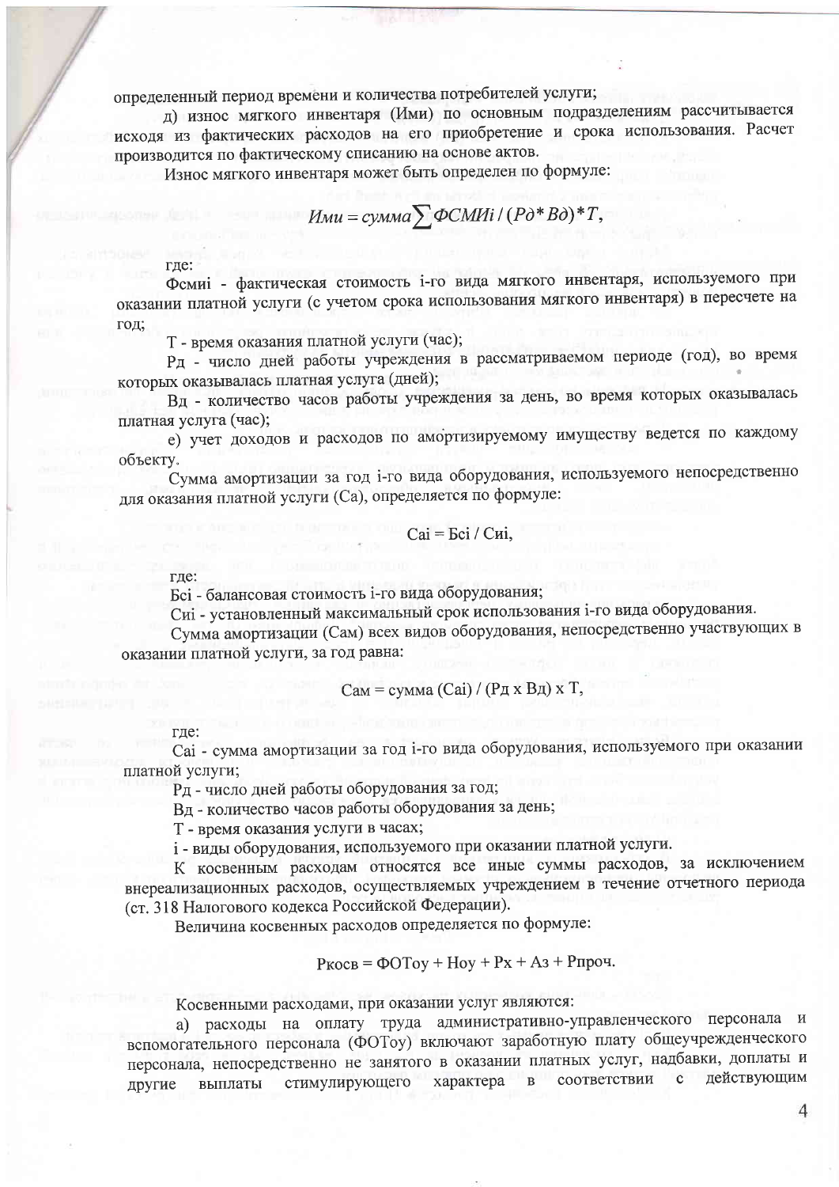определенный период времени и количества потребителей услуги;

д) износ мягкого инвентаря (Ими) по основным подразделениям рассчитывается исходя из фактических расходов на его приобретение и срока использования. Расчет производится по фактическому списанию на основе актов.

Износ мягкого инвентаря может быть определен по формуле:

$$Ими = сумма \sum ФСМИi / (Рд * Вд) * T,$$

где:

Фсмиi - фактическая стоимость i-го вида мягкого инвентаря, используемого при оказании платной услуги (с учетом срока использования мягкого инвентаря) в пересчете на год;

Т - время оказания платной услуги (час);

Рд - число дней работы учреждения в рассматриваемом периоде (год), во время которых оказывалась платная услуга (дней);

Вд - количество часов работы учреждения за день, во время которых оказывалась платная услуга (час);

е) учет доходов и расходов по амортизируемому имуществу ведется по каждому объекту.

Сумма амортизации за год i-го вида оборудования, используемого непосредственно для оказания платной услуги (Са), определяется по формуле:

$$Саi = Бсi / Сиi,$$

где:

Бсi - балансовая стоимость i-го вида оборудования;

Сиi - установленный максимальный срок использования i-го вида оборудования.

Сумма амортизации (Сам) всех видов оборудования, непосредственно участвующих в оказании платной услуги, за год равна:

$$Сам = сумма (Саi) / (Рд \times Вд) \times T,$$

где:

Саi - сумма амортизации за год i-го вида оборудования, используемого при оказании платной услуги;

Рд - число дней работы оборудования за год;

Вд - количество часов работы оборудования за день;

Т - время оказания услуги в часах;

i - виды оборудования, используемого при оказании платной услуги.

К косвенным расходам относятся все иные суммы расходов, за исключением внереализационных расходов, осуществляемых учреждением в течение отчетного периода (ст. 318 Налогового кодекса Российской Федерации).

Величина косвенных расходов определяется по формуле:

$$Ркосв = ФОТоу + Ноу + Рх + Аз + Рпроч.$$

Косвенными расходами, при оказании услуг являются:

а) расходы на оплату труда административно-управленческого персонала и вспомогательного персонала (ФОТоу) включают заработную плату общеучрежденческого персонала, непосредственно не занятого в оказании платных услуг, надбавки, доплаты и другие выплаты стимулирующего характера в соответствии с действующим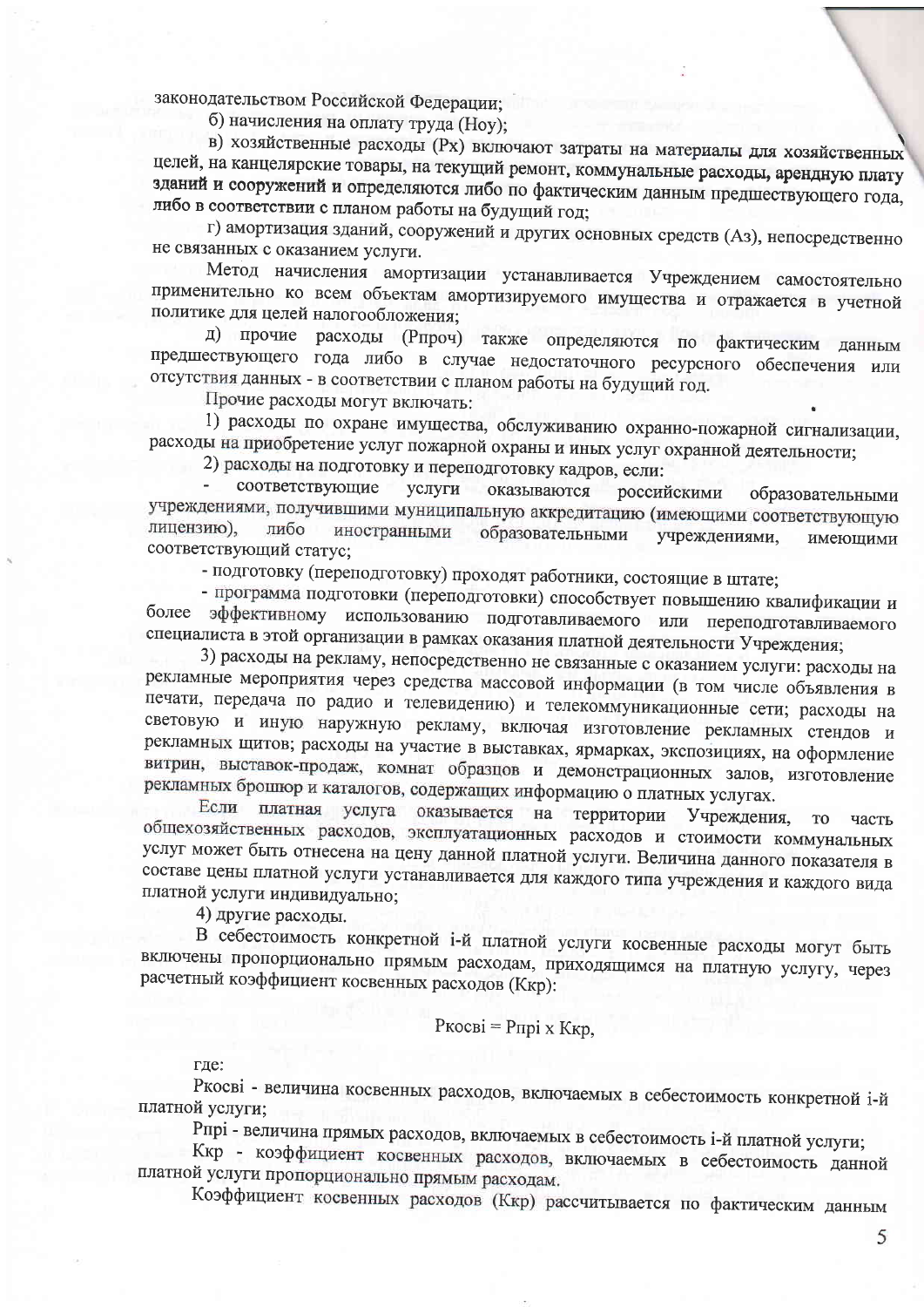законодательством Российской Федерации;

б) начисления на оплату труда (Ноу);

в) хозяйственные расходы (Рх) включают затраты на материалы для хозяйственных целей, на канцелярские товары, на текущий ремонт, коммунальные расходы, арендную плату зданий и сооружений и определяются либо по фактическим данным предшествующего года, либо в соответствии с планом работы на будущий год;

г) амортизация зданий, сооружений и других основных средств (Аз), непосредственно не связанных с оказанием услуги.

Метод начисления амортизации устанавливается Учреждением самостоятельно применительно ко всем объектам амортизируемого имущества и отражается в учетной политике для целей налогообложения;

д) прочие расходы (Рпроч) также определяются по фактическим данным предшествующего года либо в случае недостаточного ресурсного обеспечения или отсутствия данных - в соответствии с планом работы на будущий год.

Прочие расходы могут включать:

1) расходы по охране имущества, обслуживанию охранно-пожарной сигнализации, расходы на приобретение услуг пожарной охраны и иных услуг охранной деятельности;

2) расходы на подготовку и переподготовку кадров, если:

- соответствующие услуги оказываются российскими образовательными учреждениями, получившими муниципальную аккредитацию (имеющими соответствующую лицензию), либо иностранными образовательными учреждениями, имеющими соответствующий статус;

- подготовку (переподготовку) проходят работники, состоящие в штате;

- программа подготовки (переподготовки) способствует повышению квалификации и более эффективному использованию подготавливаемого или переподготавливаемого специалиста в этой организации в рамках оказания платной деятельности Учреждения;

3) расходы на рекламу, непосредственно не связанные с оказанием услуги: расходы на рекламные мероприятия через средства массовой информации (в том числе объявления в печати, передача по радио и телевидению) и телекоммуникационные сети; расходы на световую и иную наружную рекламу, включая изготовление рекламных стендов и рекламных щитов; расходы на участие в выставках, ярмарках, экспозициях, на оформление витрин, выставок-продаж, комнат образцов и демонстрационных залов, изготовление рекламных брошюр и каталогов, содержащих информацию о платных услугах.

Если платная услуга оказывается на территории Учреждения, то часть общехозяйственных расходов, эксплуатационных расходов и стоимости коммунальных услуг может быть отнесена на цену данной платной услуги. Величина данного показателя в составе цены платной услуги устанавливается для каждого типа учреждения и каждого вида платной услуги индивидуально;

4) другие расходы.

В себестоимость конкретной i-й платной услуги косвенные расходы могут быть включены пропорционально прямым расходам, приходящимся на платную услугу, через расчетный коэффициент косвенных расходов (Ккр):

$$Ркосi = Рпрi \times Ккр,$$

где:

Ркосi - величина косвенных расходов, включаемых в себестоимость конкретной i-й платной услуги;

Рпрi - величина прямых расходов, включаемых в себестоимость i-й платной услуги;

Ккр - коэффициент косвенных расходов, включаемых в себестоимость данной платной услуги пропорционально прямым расходам.

Коэффициент косвенных расходов (Ккр) рассчитывается по фактическим данным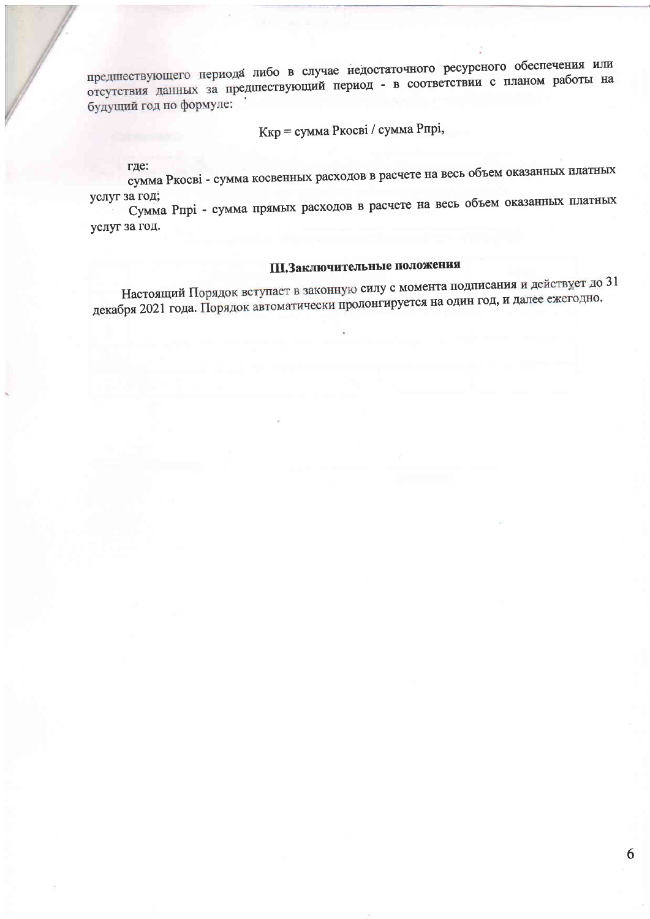предшествующего периода либо в случае недостаточного ресурсного обеспечения или отсутствия данных за предшествующий период - в соответствии с планом работы на будущий год по формуле:

$$Ккр = сумма\ Ркосвi / сумма\ Рпрi,$$

где:

сумма Ркосвi - сумма косвенных расходов в расчете на весь объем оказанных платных услуг за год;

Сумма Рпрi - сумма прямых расходов в расчете на весь объем оказанных платных услуг за год.

## III.Заключительные положения

Настоящий Порядок вступает в законную силу с момента подписания и действует до 31 декабря 2021 года. Порядок автоматически пролонгируется на один год, и далее ежегодно.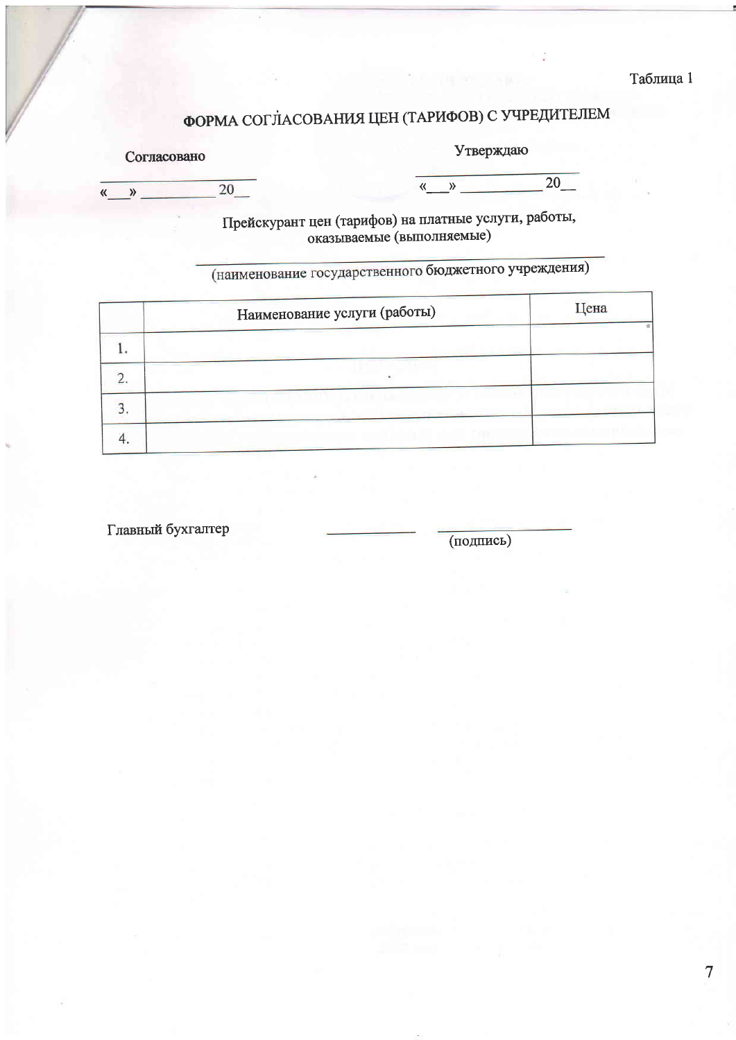Таблица 1

# ФОРМА СОГЛАСОВАНИЯ ЦЕН (ТАРИФОВ) С УЧРЕДИТЕЛЕМ

**Согласовано**

_____________________

«___» __________ 20__

**Утверждаю**

_____________________

«___» __________ 20__

Прейскурант цен (тарифов) на платные услуги, работы, оказываемые (выполняемые)

_____________________________________________

(наименование государственного бюджетного учреждения)

| | Наименование услуги (работы) | Цена |
|---|---|---|
| 1. | | |
| 2. | | |
| 3. | | |
| 4. | | |

Главный бухгалтер ____________ ________________
(подпись)